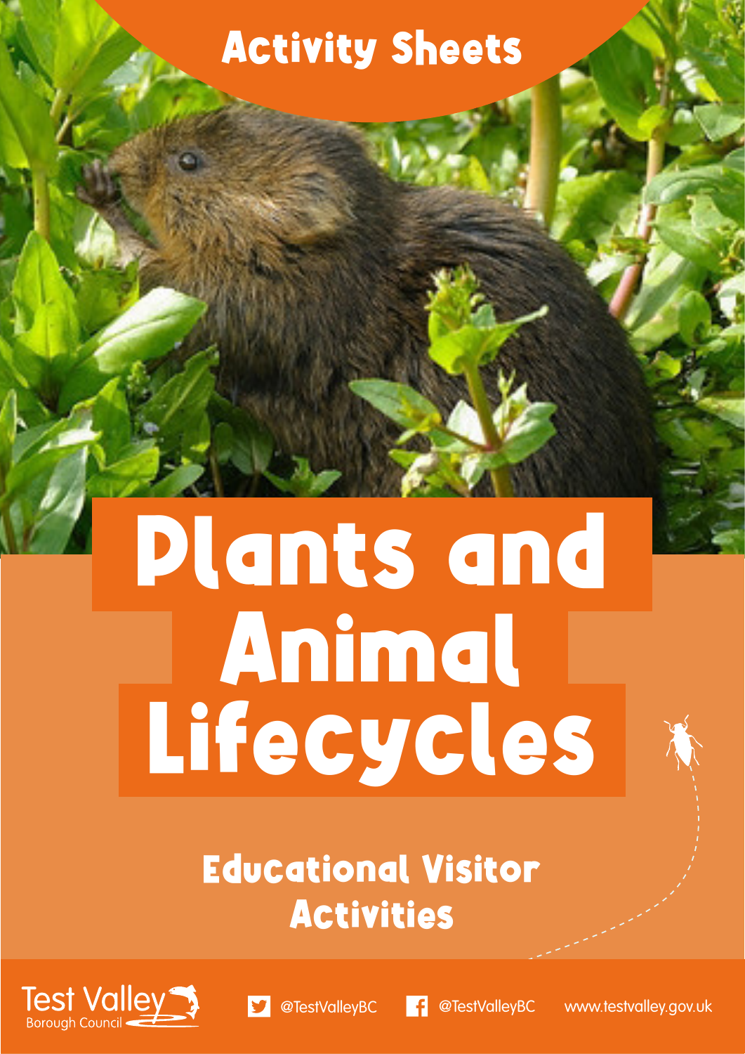Activity Sheets

# Plants and Animal Lifecycles

## Educational Visitor Activities

Test Valley Borough Council

@TestValleyBC @TestValleyBC www.testvalley.gov.uk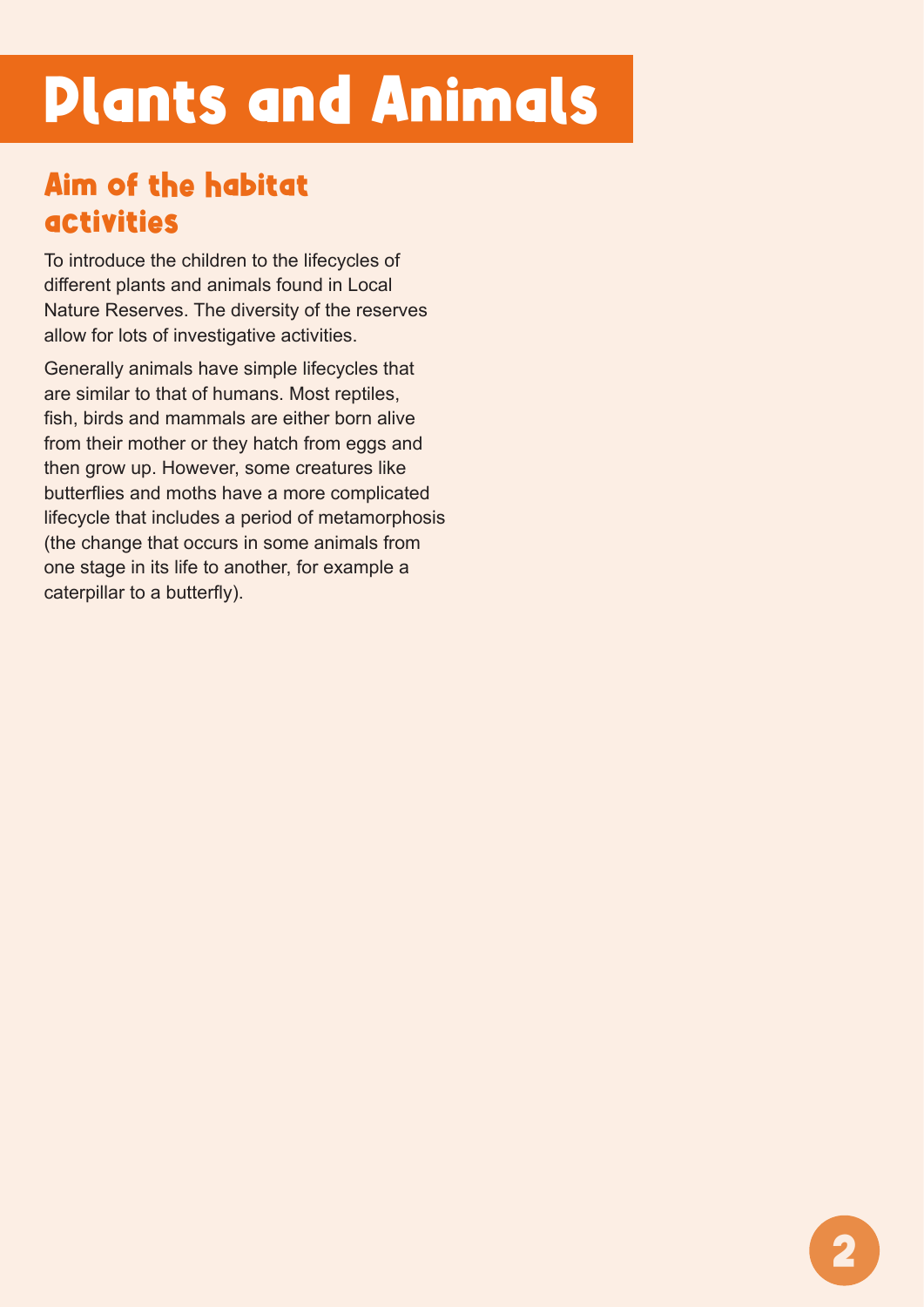# Plants and Animals

## Aim of the habitat activities

To introduce the children to the lifecycles of different plants and animals found in Local Nature Reserves. The diversity of the reserves allow for lots of investigative activities.

Generally animals have simple lifecycles that are similar to that of humans. Most reptiles, fish, birds and mammals are either born alive from their mother or they hatch from eggs and then grow up. However, some creatures like butterflies and moths have a more complicated lifecycle that includes a period of metamorphosis (the change that occurs in some animals from one stage in its life to another, for example a caterpillar to a butterfly).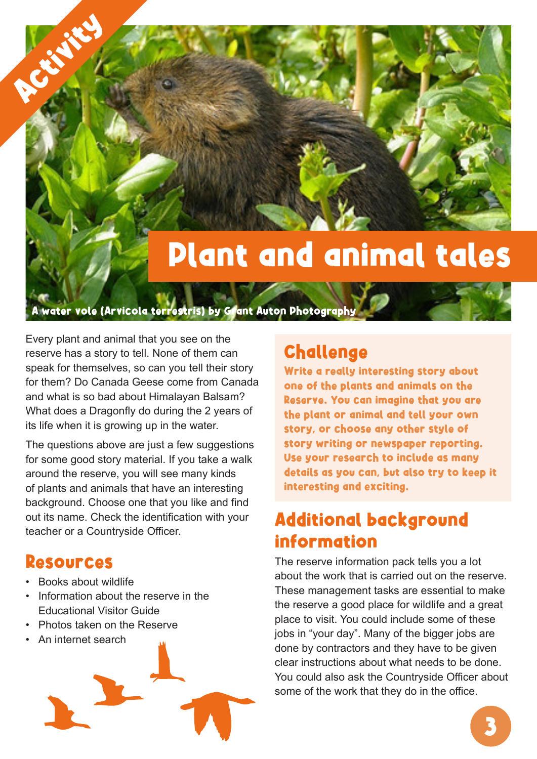Activity

# Plant and animal tales

A water vole (Arvicola terrestris) by Grant Auton Photography

Every plant and animal that you see on the reserve has a story to tell. None of them can speak for themselves, so can you tell their story for them? Do Canada Geese come from Canada and what is so bad about Himalayan Balsam? What does a Dragonfly do during the 2 years of its life when it is growing up in the water.

The questions above are just a few suggestions for some good story material. If you take a walk around the reserve, you will see many kinds of plants and animals that have an interesting background. Choose one that you like and find out its name. Check the identification with your teacher or a Countryside Officer.

## Resources

- Books about wildlife
- Information about the reserve in the Educational Visitor Guide
- Photos taken on the Reserve
- An internet search

## Challenge

**Write a really interesting story about one of the plants and animals on the Reserve. You can imagine that you are the plant or animal and tell your own story, or choose any other style of story writing or newspaper reporting. Use your research to include as many details as you can, but also try to keep it interesting and exciting.**

## Additional background information

The reserve information pack tells you a lot about the work that is carried out on the reserve. These management tasks are essential to make the reserve a good place for wildlife and a great place to visit. You could include some of these jobs in "your day". Many of the bigger jobs are done by contractors and they have to be given clear instructions about what needs to be done. You could also ask the Countryside Officer about some of the work that they do in the office.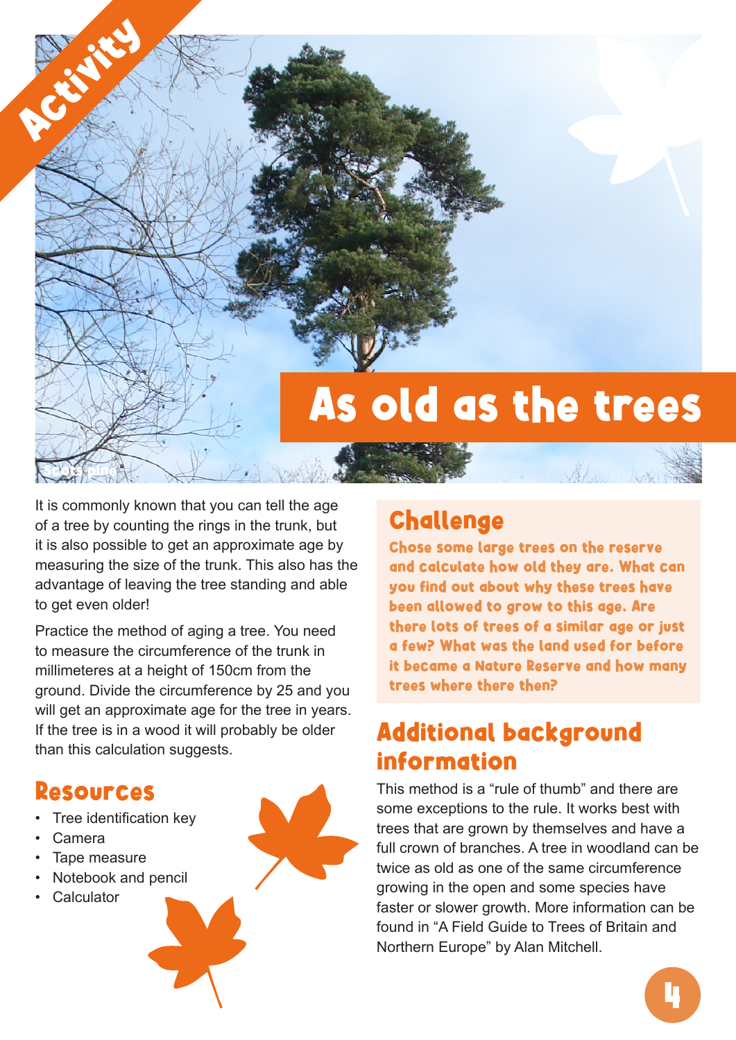Activity

# As old as the trees

Scots pine

It is commonly known that you can tell the age of a tree by counting the rings in the trunk, but it is also possible to get an approximate age by measuring the size of the trunk. This also has the advantage of leaving the tree standing and able to get even older!

Practice the method of aging a tree. You need to measure the circumference of the trunk in millimeteres at a height of 150cm from the ground. Divide the circumference by 25 and you will get an approximate age for the tree in years. If the tree is in a wood it will probably be older than this calculation suggests.

## Resources

- Tree identification key
- Camera
- Tape measure
- Notebook and pencil
- Calculator

## Challenge

Chose some large trees on the reserve and calculate how old they are. What can you find out about why these trees have been allowed to grow to this age. Are there lots of trees of a similar age or just a few? What was the land used for before it became a Nature Reserve and how many trees where there then?

## Additional background information

This method is a "rule of thumb" and there are some exceptions to the rule. It works best with trees that are grown by themselves and have a full crown of branches. A tree in woodland can be twice as old as one of the same circumference growing in the open and some species have faster or slower growth. More information can be found in "A Field Guide to Trees of Britain and Northern Europe" by Alan Mitchell.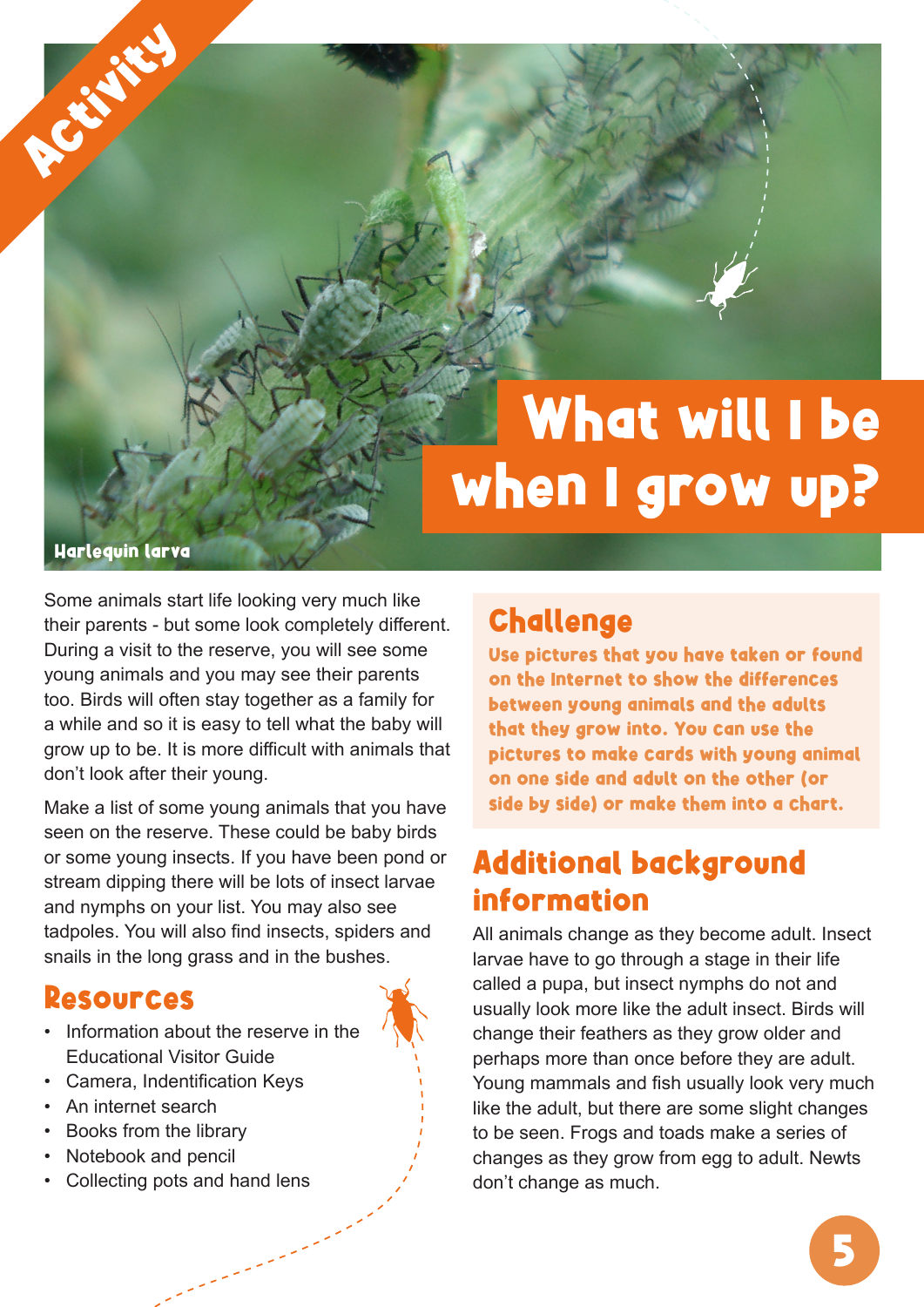Activity

# What will I be when I grow up?

Harlequin larva

Some animals start life looking very much like their parents - but some look completely different. During a visit to the reserve, you will see some young animals and you may see their parents too. Birds will often stay together as a family for a while and so it is easy to tell what the baby will grow up to be. It is more difficult with animals that don't look after their young.

Make a list of some young animals that you have seen on the reserve. These could be baby birds or some young insects. If you have been pond or stream dipping there will be lots of insect larvae and nymphs on your list. You may also see tadpoles. You will also find insects, spiders and snails in the long grass and in the bushes.

## Resources

- Information about the reserve in the Educational Visitor Guide
- Camera, Indentification Keys
- An internet search
- Books from the library
- Notebook and pencil
- Collecting pots and hand lens

## Challenge

Use pictures that you have taken or found on the Internet to show the differences between young animals and the adults that they grow into. You can use the pictures to make cards with young animal on one side and adult on the other (or side by side) or make them into a chart.

## Additional background information

All animals change as they become adult. Insect larvae have to go through a stage in their life called a pupa, but insect nymphs do not and usually look more like the adult insect. Birds will change their feathers as they grow older and perhaps more than once before they are adult. Young mammals and fish usually look very much like the adult, but there are some slight changes to be seen. Frogs and toads make a series of changes as they grow from egg to adult. Newts don't change as much.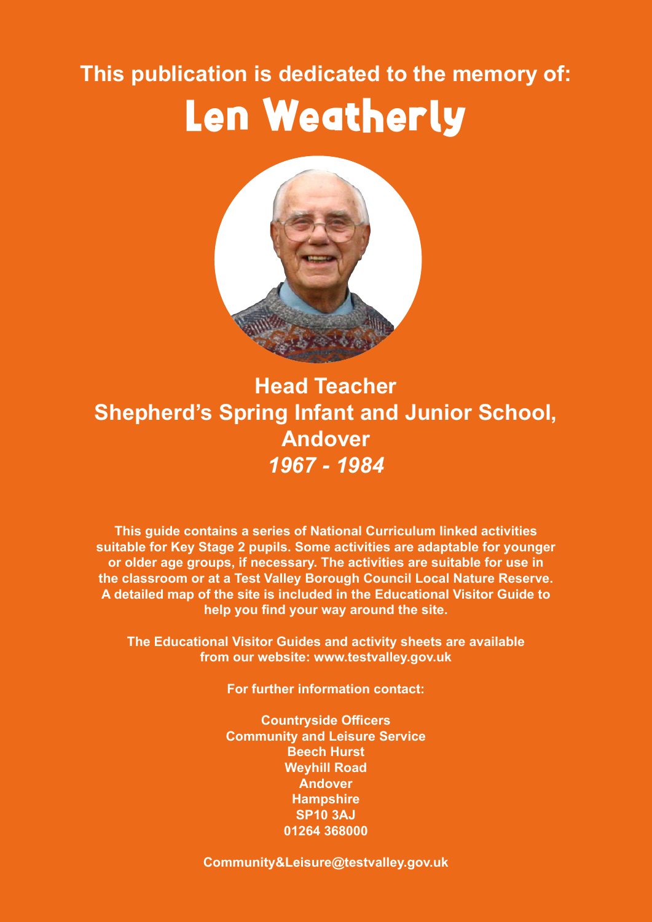## This publication is dedicated to the memory of:

# Len Weatherly

**Head Teacher**
**Shepherd's Spring Infant and Junior School, Andover**
***1967 - 1984***

**This guide contains a series of National Curriculum linked activities suitable for Key Stage 2 pupils. Some activities are adaptable for younger or older age groups, if necessary. The activities are suitable for use in the classroom or at a Test Valley Borough Council Local Nature Reserve. A detailed map of the site is included in the Educational Visitor Guide to help you find your way around the site.**

**The Educational Visitor Guides and activity sheets are available from our website: www.testvalley.gov.uk**

**For further information contact:**

**Countryside Officers**
**Community and Leisure Service**
**Beech Hurst**
**Weyhill Road**
**Andover**
**Hampshire**
**SP10 3AJ**
**01264 368000**

**Community&Leisure@testvalley.gov.uk**